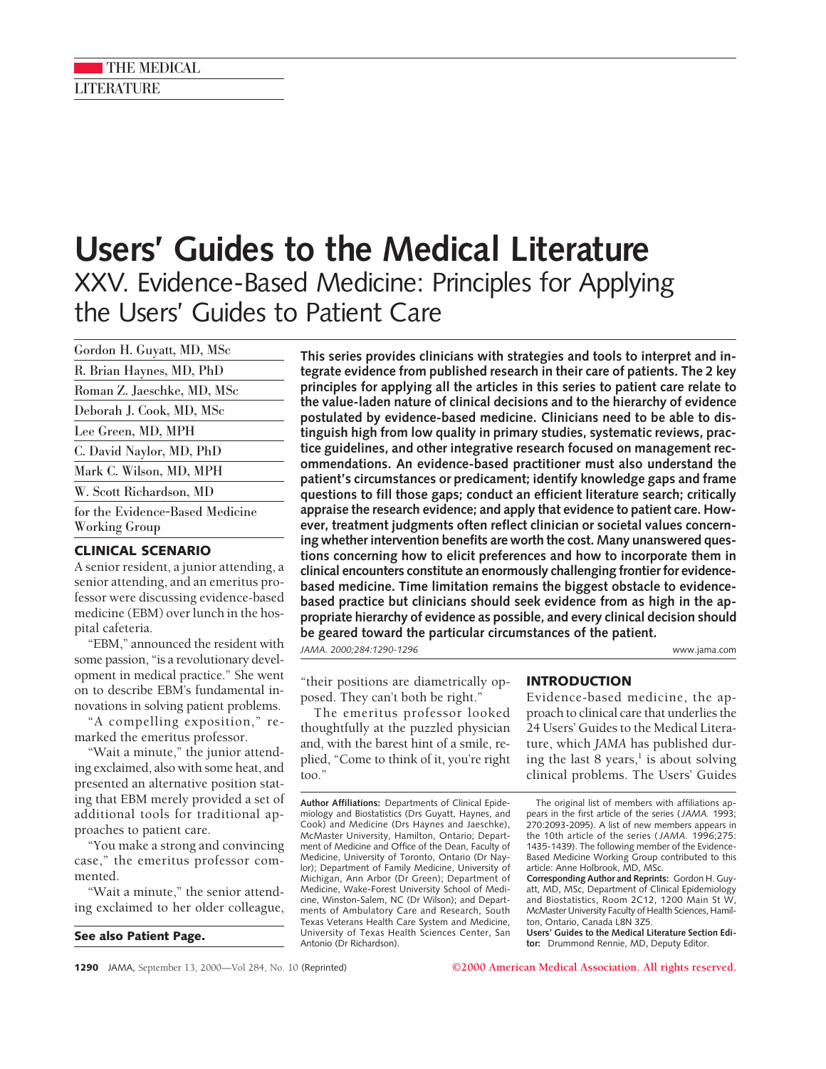THE MEDICAL LITERATURE

# Users' Guides to the Medical Literature

## XXV. Evidence-Based Medicine: Principles for Applying the Users' Guides to Patient Care

Gordon H. Guyatt, MD, MSc

R. Brian Haynes, MD, PhD

Roman Z. Jaeschke, MD, MSc

Deborah J. Cook, MD, MSc

Lee Green, MD, MPH

C. David Naylor, MD, PhD

Mark C. Wilson, MD, MPH

W. Scott Richardson, MD

for the Evidence-Based Medicine Working Group

**This series provides clinicians with strategies and tools to interpret and integrate evidence from published research in their care of patients. The 2 key principles for applying all the articles in this series to patient care relate to the value-laden nature of clinical decisions and to the hierarchy of evidence postulated by evidence-based medicine. Clinicians need to be able to distinguish high from low quality in primary studies, systematic reviews, practice guidelines, and other integrative research focused on management recommendations. An evidence-based practitioner must also understand the patient's circumstances or predicament; identify knowledge gaps and frame questions to fill those gaps; conduct an efficient literature search; critically appraise the research evidence; and apply that evidence to patient care. However, treatment judgments often reflect clinician or societal values concerning whether intervention benefits are worth the cost. Many unanswered questions concerning how to elicit preferences and how to incorporate them in clinical encounters constitute an enormously challenging frontier for evidence-based medicine. Time limitation remains the biggest obstacle to evidence-based practice but clinicians should seek evidence from as high in the appropriate hierarchy of evidence as possible, and every clinical decision should be geared toward the particular circumstances of the patient.**

*JAMA. 2000;284:1290-1296*

www.jama.com

### CLINICAL SCENARIO

A senior resident, a junior attending, a senior attending, and an emeritus professor were discussing evidence-based medicine (EBM) over lunch in the hospital cafeteria.

"EBM," announced the resident with some passion, "is a revolutionary development in medical practice." She went on to describe EBM's fundamental innovations in solving patient problems.

"A compelling exposition," remarked the emeritus professor.

"Wait a minute," the junior attending exclaimed, also with some heat, and presented an alternative position stating that EBM merely provided a set of additional tools for traditional approaches to patient care.

"You make a strong and convincing case," the emeritus professor commented.

"Wait a minute," the senior attending exclaimed to her older colleague, "their positions are diametrically opposed. They can't both be right."

The emeritus professor looked thoughtfully at the puzzled physician and, with the barest hint of a smile, replied, "Come to think of it, you're right too."

**See also Patient Page.**

### INTRODUCTION

Evidence-based medicine, the approach to clinical care that underlies the 24 Users' Guides to the Medical Literature, which *JAMA* has published during the last 8 years,[1] is about solving clinical problems. The Users' Guides

**Author Affiliations:** Departments of Clinical Epidemiology and Biostatistics (Drs Guyatt, Haynes, and Cook) and Medicine (Drs Haynes and Jaeschke), McMaster University, Hamilton, Ontario; Department of Medicine and Office of the Dean, Faculty of Medicine, University of Toronto, Ontario (Dr Naylor); Department of Family Medicine, University of Michigan, Ann Arbor (Dr Green); Department of Medicine, Wake-Forest University School of Medicine, Winston-Salem, NC (Dr Wilson); and Departments of Ambulatory Care and Research, South Texas Veterans Health Care System and Medicine, University of Texas Health Sciences Center, San Antonio (Dr Richardson).

The original list of members with affiliations appears in the first article of the series (*JAMA.* 1993; 270:2093-2095). A list of new members appears in the 10th article of the series (*JAMA.* 1996;275: 1435-1439). The following member of the Evidence-Based Medicine Working Group contributed to this article: Anne Holbrook, MD, MSc.

**Corresponding Author and Reprints:** Gordon H. Guyatt, MD, MSc, Department of Clinical Epidemiology and Biostatistics, Room 2C12, 1200 Main St W, McMaster University Faculty of Health Sciences, Hamilton, Ontario, Canada L8N 3Z5.

**Users' Guides to the Medical Literature Section Editor:** Drummond Rennie, MD, Deputy Editor.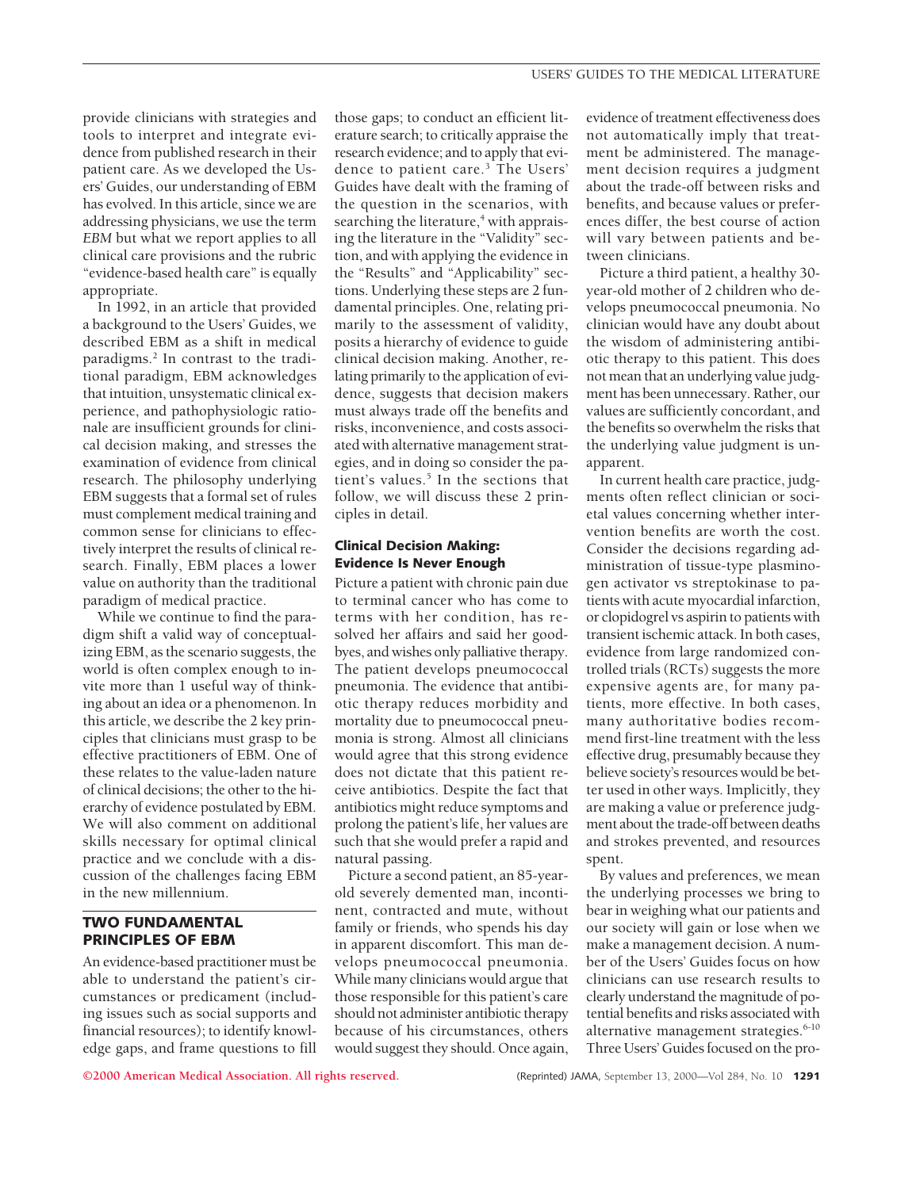provide clinicians with strategies and tools to interpret and integrate evidence from published research in their patient care. As we developed the Users' Guides, our understanding of EBM has evolved. In this article, since we are addressing physicians, we use the term *EBM* but what we report applies to all clinical care provisions and the rubric "evidence-based health care" is equally appropriate.

In 1992, in an article that provided a background to the Users' Guides, we described EBM as a shift in medical paradigms.[2] In contrast to the traditional paradigm, EBM acknowledges that intuition, unsystematic clinical experience, and pathophysiologic rationale are insufficient grounds for clinical decision making, and stresses the examination of evidence from clinical research. The philosophy underlying EBM suggests that a formal set of rules must complement medical training and common sense for clinicians to effectively interpret the results of clinical research. Finally, EBM places a lower value on authority than the traditional paradigm of medical practice.

While we continue to find the paradigm shift a valid way of conceptualizing EBM, as the scenario suggests, the world is often complex enough to invite more than 1 useful way of thinking about an idea or a phenomenon. In this article, we describe the 2 key principles that clinicians must grasp to be effective practitioners of EBM. One of these relates to the value-laden nature of clinical decisions; the other to the hierarchy of evidence postulated by EBM. We will also comment on additional skills necessary for optimal clinical practice and we conclude with a discussion of the challenges facing EBM in the new millennium.

## TWO FUNDAMENTAL PRINCIPLES OF EBM

An evidence-based practitioner must be able to understand the patient's circumstances or predicament (including issues such as social supports and financial resources); to identify knowledge gaps, and frame questions to fill those gaps; to conduct an efficient literature search; to critically appraise the research evidence; and to apply that evidence to patient care.[3] The Users' Guides have dealt with the framing of the question in the scenarios, with searching the literature,[4] with appraising the literature in the "Validity" section, and with applying the evidence in the "Results" and "Applicability" sections. Underlying these steps are 2 fundamental principles. One, relating primarily to the assessment of validity, posits a hierarchy of evidence to guide clinical decision making. Another, relating primarily to the application of evidence, suggests that decision makers must always trade off the benefits and risks, inconvenience, and costs associated with alternative management strategies, and in doing so consider the patient's values.[5] In the sections that follow, we will discuss these 2 principles in detail.

### Clinical Decision Making: Evidence Is Never Enough

Picture a patient with chronic pain due to terminal cancer who has come to terms with her condition, has resolved her affairs and said her goodbyes, and wishes only palliative therapy. The patient develops pneumococcal pneumonia. The evidence that antibiotic therapy reduces morbidity and mortality due to pneumococcal pneumonia is strong. Almost all clinicians would agree that this strong evidence does not dictate that this patient receive antibiotics. Despite the fact that antibiotics might reduce symptoms and prolong the patient's life, her values are such that she would prefer a rapid and natural passing.

Picture a second patient, an 85-year-old severely demented man, incontinent, contracted and mute, without family or friends, who spends his day in apparent discomfort. This man develops pneumococcal pneumonia. While many clinicians would argue that those responsible for this patient's care should not administer antibiotic therapy because of his circumstances, others would suggest they should. Once again, evidence of treatment effectiveness does not automatically imply that treatment be administered. The management decision requires a judgment about the trade-off between risks and benefits, and because values or preferences differ, the best course of action will vary between patients and between clinicians.

Picture a third patient, a healthy 30-year-old mother of 2 children who develops pneumococcal pneumonia. No clinician would have any doubt about the wisdom of administering antibiotic therapy to this patient. This does not mean that an underlying value judgment has been unnecessary. Rather, our values are sufficiently concordant, and the benefits so overwhelm the risks that the underlying value judgment is unapparent.

In current health care practice, judgments often reflect clinician or societal values concerning whether intervention benefits are worth the cost. Consider the decisions regarding administration of tissue-type plasminogen activator vs streptokinase to patients with acute myocardial infarction, or clopidogrel vs aspirin to patients with transient ischemic attack. In both cases, evidence from large randomized controlled trials (RCTs) suggests the more expensive agents are, for many patients, more effective. In both cases, many authoritative bodies recommend first-line treatment with the less effective drug, presumably because they believe society's resources would be better used in other ways. Implicitly, they are making a value or preference judgment about the trade-off between deaths and strokes prevented, and resources spent.

By values and preferences, we mean the underlying processes we bring to bear in weighing what our patients and our society will gain or lose when we make a management decision. A number of the Users' Guides focus on how clinicians can use research results to clearly understand the magnitude of potential benefits and risks associated with alternative management strategies.[6-10] Three Users' Guides focused on the pro-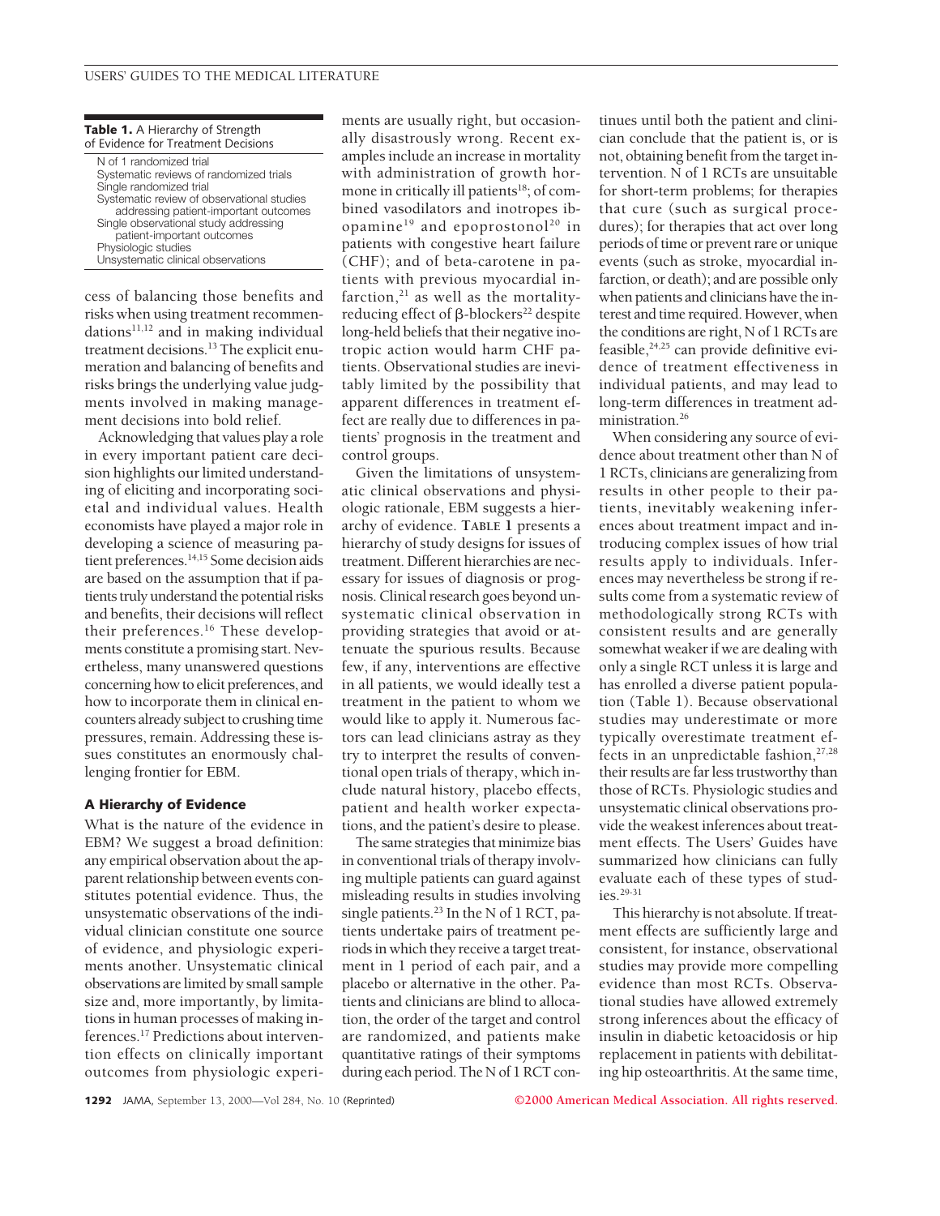**Table 1.** A Hierarchy of Strength of Evidence for Treatment Decisions

| |
|---|
| N of 1 randomized trial |
| Systematic reviews of randomized trials |
| Single randomized trial |
| Systematic review of observational studies addressing patient-important outcomes |
| Single observational study addressing patient-important outcomes |
| Physiologic studies |
| Unsystematic clinical observations |

cess of balancing those benefits and risks when using treatment recommendations[11,12] and in making individual treatment decisions.[13] The explicit enumeration and balancing of benefits and risks brings the underlying value judgments involved in making management decisions into bold relief.

Acknowledging that values play a role in every important patient care decision highlights our limited understanding of eliciting and incorporating societal and individual values. Health economists have played a major role in developing a science of measuring patient preferences.[14,15] Some decision aids are based on the assumption that if patients truly understand the potential risks and benefits, their decisions will reflect their preferences.[16] These developments constitute a promising start. Nevertheless, many unanswered questions concerning how to elicit preferences, and how to incorporate them in clinical encounters already subject to crushing time pressures, remain. Addressing these issues constitutes an enormously challenging frontier for EBM.

## A Hierarchy of Evidence

What is the nature of the evidence in EBM? We suggest a broad definition: any empirical observation about the apparent relationship between events constitutes potential evidence. Thus, the unsystematic observations of the individual clinician constitute one source of evidence, and physiologic experiments another. Unsystematic clinical observations are limited by small sample size and, more importantly, by limitations in human processes of making inferences.[17] Predictions about intervention effects on clinically important outcomes from physiologic experiments are usually right, but occasionally disastrously wrong. Recent examples include an increase in mortality with administration of growth hormone in critically ill patients[18]; of combined vasodilators and inotropes ibopamine[19] and epoprostonol[20] in patients with congestive heart failure (CHF); and of beta-carotene in patients with previous myocardial infarction,[21] as well as the mortality-reducing effect of β-blockers[22] despite long-held beliefs that their negative inotropic action would harm CHF patients. Observational studies are inevitably limited by the possibility that apparent differences in treatment effect are really due to differences in patients' prognosis in the treatment and control groups.

Given the limitations of unsystematic clinical observations and physiologic rationale, EBM suggests a hierarchy of evidence. **TABLE 1** presents a hierarchy of study designs for issues of treatment. Different hierarchies are necessary for issues of diagnosis or prognosis. Clinical research goes beyond unsystematic clinical observation in providing strategies that avoid or attenuate the spurious results. Because few, if any, interventions are effective in all patients, we would ideally test a treatment in the patient to whom we would like to apply it. Numerous factors can lead clinicians astray as they try to interpret the results of conventional open trials of therapy, which include natural history, placebo effects, patient and health worker expectations, and the patient's desire to please.

The same strategies that minimize bias in conventional trials of therapy involving multiple patients can guard against misleading results in studies involving single patients.[23] In the N of 1 RCT, patients undertake pairs of treatment periods in which they receive a target treatment in 1 period of each pair, and a placebo or alternative in the other. Patients and clinicians are blind to allocation, the order of the target and control are randomized, and patients make quantitative ratings of their symptoms during each period. The N of 1 RCT continues until both the patient and clinician conclude that the patient is, or is not, obtaining benefit from the target intervention. N of 1 RCTs are unsuitable for short-term problems; for therapies that cure (such as surgical procedures); for therapies that act over long periods of time or prevent rare or unique events (such as stroke, myocardial infarction, or death); and are possible only when patients and clinicians have the interest and time required. However, when the conditions are right, N of 1 RCTs are feasible,[24,25] can provide definitive evidence of treatment effectiveness in individual patients, and may lead to long-term differences in treatment administration.[26]

When considering any source of evidence about treatment other than N of 1 RCTs, clinicians are generalizing from results in other people to their patients, inevitably weakening inferences about treatment impact and introducing complex issues of how trial results apply to individuals. Inferences may nevertheless be strong if results come from a systematic review of methodologically strong RCTs with consistent results and are generally somewhat weaker if we are dealing with only a single RCT unless it is large and has enrolled a diverse patient population (Table 1). Because observational studies may underestimate or more typically overestimate treatment effects in an unpredictable fashion,[27,28] their results are far less trustworthy than those of RCTs. Physiologic studies and unsystematic clinical observations provide the weakest inferences about treatment effects. The Users' Guides have summarized how clinicians can fully evaluate each of these types of studies.[29-31]

This hierarchy is not absolute. If treatment effects are sufficiently large and consistent, for instance, observational studies may provide more compelling evidence than most RCTs. Observational studies have allowed extremely strong inferences about the efficacy of insulin in diabetic ketoacidosis or hip replacement in patients with debilitating hip osteoarthritis. At the same time,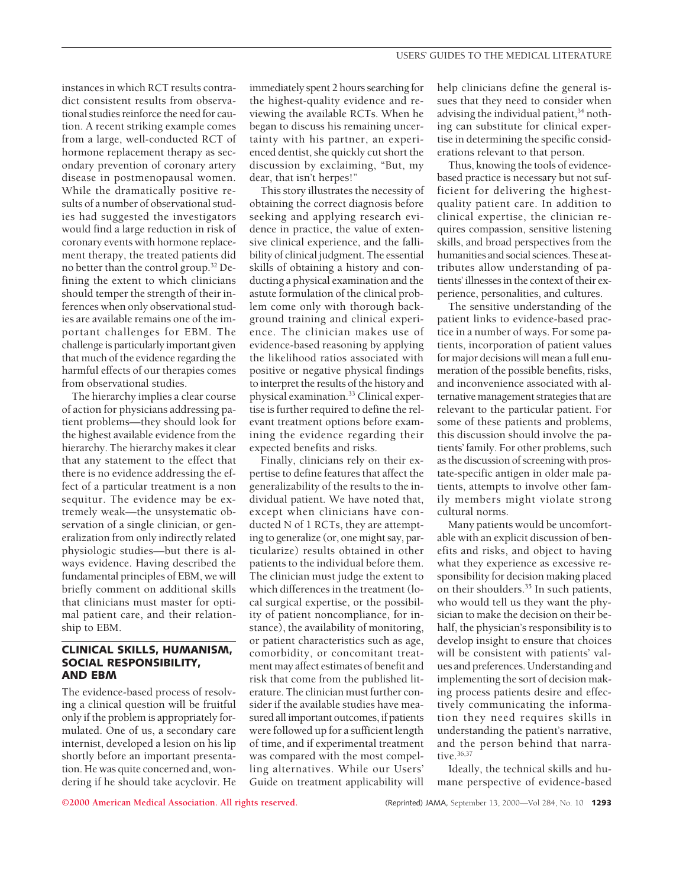instances in which RCT results contradict consistent results from observational studies reinforce the need for caution. A recent striking example comes from a large, well-conducted RCT of hormone replacement therapy as secondary prevention of coronary artery disease in postmenopausal women. While the dramatically positive results of a number of observational studies had suggested the investigators would find a large reduction in risk of coronary events with hormone replacement therapy, the treated patients did no better than the control group.[32] Defining the extent to which clinicians should temper the strength of their inferences when only observational studies are available remains one of the important challenges for EBM. The challenge is particularly important given that much of the evidence regarding the harmful effects of our therapies comes from observational studies.

The hierarchy implies a clear course of action for physicians addressing patient problems—they should look for the highest available evidence from the hierarchy. The hierarchy makes it clear that any statement to the effect that there is no evidence addressing the effect of a particular treatment is a non sequitur. The evidence may be extremely weak—the unsystematic observation of a single clinician, or generalization from only indirectly related physiologic studies—but there is always evidence. Having described the fundamental principles of EBM, we will briefly comment on additional skills that clinicians must master for optimal patient care, and their relationship to EBM.

## CLINICAL SKILLS, HUMANISM, SOCIAL RESPONSIBILITY, AND EBM

The evidence-based process of resolving a clinical question will be fruitful only if the problem is appropriately formulated. One of us, a secondary care internist, developed a lesion on his lip shortly before an important presentation. He was quite concerned and, wondering if he should take acyclovir. He immediately spent 2 hours searching for the highest-quality evidence and reviewing the available RCTs. When he began to discuss his remaining uncertainty with his partner, an experienced dentist, she quickly cut short the discussion by exclaiming, "But, my dear, that isn't herpes!"

This story illustrates the necessity of obtaining the correct diagnosis before seeking and applying research evidence in practice, the value of extensive clinical experience, and the fallibility of clinical judgment. The essential skills of obtaining a history and conducting a physical examination and the astute formulation of the clinical problem come only with thorough background training and clinical experience. The clinician makes use of evidence-based reasoning by applying the likelihood ratios associated with positive or negative physical findings to interpret the results of the history and physical examination.[33] Clinical expertise is further required to define the relevant treatment options before examining the evidence regarding their expected benefits and risks.

Finally, clinicians rely on their expertise to define features that affect the generalizability of the results to the individual patient. We have noted that, except when clinicians have conducted N of 1 RCTs, they are attempting to generalize (or, one might say, particularize) results obtained in other patients to the individual before them. The clinician must judge the extent to which differences in the treatment (local surgical expertise, or the possibility of patient noncompliance, for instance), the availability of monitoring, or patient characteristics such as age, comorbidity, or concomitant treatment may affect estimates of benefit and risk that come from the published literature. The clinician must further consider if the available studies have measured all important outcomes, if patients were followed up for a sufficient length of time, and if experimental treatment was compared with the most compelling alternatives. While our Users' Guide on treatment applicability will help clinicians define the general issues that they need to consider when advising the individual patient,[34] nothing can substitute for clinical expertise in determining the specific considerations relevant to that person.

Thus, knowing the tools of evidence-based practice is necessary but not sufficient for delivering the highest-quality patient care. In addition to clinical expertise, the clinician requires compassion, sensitive listening skills, and broad perspectives from the humanities and social sciences. These attributes allow understanding of patients' illnesses in the context of their experience, personalities, and cultures.

The sensitive understanding of the patient links to evidence-based practice in a number of ways. For some patients, incorporation of patient values for major decisions will mean a full enumeration of the possible benefits, risks, and inconvenience associated with alternative management strategies that are relevant to the particular patient. For some of these patients and problems, this discussion should involve the patients' family. For other problems, such as the discussion of screening with prostate-specific antigen in older male patients, attempts to involve other family members might violate strong cultural norms.

Many patients would be uncomfortable with an explicit discussion of benefits and risks, and object to having what they experience as excessive responsibility for decision making placed on their shoulders.[35] In such patients, who would tell us they want the physician to make the decision on their behalf, the physician's responsibility is to develop insight to ensure that choices will be consistent with patients' values and preferences. Understanding and implementing the sort of decision making process patients desire and effectively communicating the information they need requires skills in understanding the patient's narrative, and the person behind that narrative.[36,37]

Ideally, the technical skills and humane perspective of evidence-based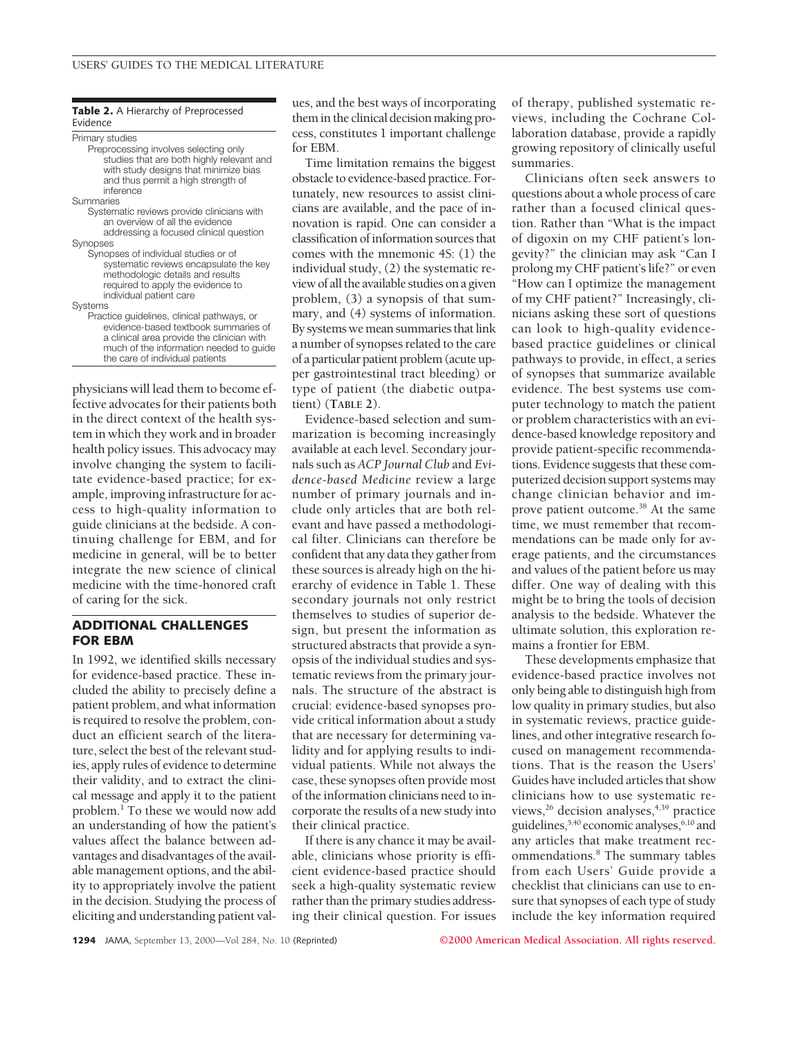**Table 2.** A Hierarchy of Preprocessed Evidence

| |
|---|
| **Primary studies** |
| Preprocessing involves selecting only studies that are both highly relevant and with study designs that minimize bias and thus permit a high strength of inference |
| **Summaries** |
| Systematic reviews provide clinicians with an overview of all the evidence addressing a focused clinical question |
| **Synopses** |
| Synopses of individual studies or of systematic reviews encapsulate the key methodologic details and results required to apply the evidence to individual patient care |
| **Systems** |
| Practice guidelines, clinical pathways, or evidence-based textbook summaries of a clinical area provide the clinician with much of the information needed to guide the care of individual patients |

physicians will lead them to become effective advocates for their patients both in the direct context of the health system in which they work and in broader health policy issues. This advocacy may involve changing the system to facilitate evidence-based practice; for example, improving infrastructure for access to high-quality information to guide clinicians at the bedside. A continuing challenge for EBM, and for medicine in general, will be to better integrate the new science of clinical medicine with the time-honored craft of caring for the sick.

## ADDITIONAL CHALLENGES FOR EBM

In 1992, we identified skills necessary for evidence-based practice. These included the ability to precisely define a patient problem, and what information is required to resolve the problem, conduct an efficient search of the literature, select the best of the relevant studies, apply rules of evidence to determine their validity, and to extract the clinical message and apply it to the patient problem.[1] To these we would now add an understanding of how the patient's values affect the balance between advantages and disadvantages of the available management options, and the ability to appropriately involve the patient in the decision. Studying the process of eliciting and understanding patient values, and the best ways of incorporating them in the clinical decision making process, constitutes 1 important challenge for EBM.

Time limitation remains the biggest obstacle to evidence-based practice. Fortunately, new resources to assist clinicians are available, and the pace of innovation is rapid. One can consider a classification of information sources that comes with the mnemonic 4S: (1) the individual study, (2) the systematic review of all the available studies on a given problem, (3) a synopsis of that summary, and (4) systems of information. By systems we mean summaries that link a number of synopses related to the care of a particular patient problem (acute upper gastrointestinal tract bleeding) or type of patient (the diabetic outpatient) (**TABLE 2**).

Evidence-based selection and summarization is becoming increasingly available at each level. Secondary journals such as *ACP Journal Club* and *Evidence-based Medicine* review a large number of primary journals and include only articles that are both relevant and have passed a methodological filter. Clinicians can therefore be confident that any data they gather from these sources is already high on the hierarchy of evidence in Table 1. These secondary journals not only restrict themselves to studies of superior design, but present the information as structured abstracts that provide a synopsis of the individual studies and systematic reviews from the primary journals. The structure of the abstract is crucial: evidence-based synopses provide critical information about a study that are necessary for determining validity and for applying results to individual patients. While not always the case, these synopses often provide most of the information clinicians need to incorporate the results of a new study into their clinical practice.

If there is any chance it may be available, clinicians whose priority is efficient evidence-based practice should seek a high-quality systematic review rather than the primary studies addressing their clinical question. For issues of therapy, published systematic reviews, including the Cochrane Collaboration database, provide a rapidly growing repository of clinically useful summaries.

Clinicians often seek answers to questions about a whole process of care rather than a focused clinical question. Rather than "What is the impact of digoxin on my CHF patient's longevity?" the clinician may ask "Can I prolong my CHF patient's life?" or even "How can I optimize the management of my CHF patient?" Increasingly, clinicians asking these sort of questions can look to high-quality evidence-based practice guidelines or clinical pathways to provide, in effect, a series of synopses that summarize available evidence. The best systems use computer technology to match the patient or problem characteristics with an evidence-based knowledge repository and provide patient-specific recommendations. Evidence suggests that these computerized decision support systems may change clinician behavior and improve patient outcome.[38] At the same time, we must remember that recommendations can be made only for average patients, and the circumstances and values of the patient before us may differ. One way of dealing with this might be to bring the tools of decision analysis to the bedside. Whatever the ultimate solution, this exploration remains a frontier for EBM.

These developments emphasize that evidence-based practice involves not only being able to distinguish high from low quality in primary studies, but also in systematic reviews, practice guidelines, and other integrative research focused on management recommendations. That is the reason the Users' Guides have included articles that show clinicians how to use systematic reviews,[26] decision analyses,[4,39] practice guidelines,[5,40] economic analyses,[6,10] and any articles that make treatment recommendations.[8] The summary tables from each Users' Guide provide a checklist that clinicians can use to ensure that synopses of each type of study include the key information required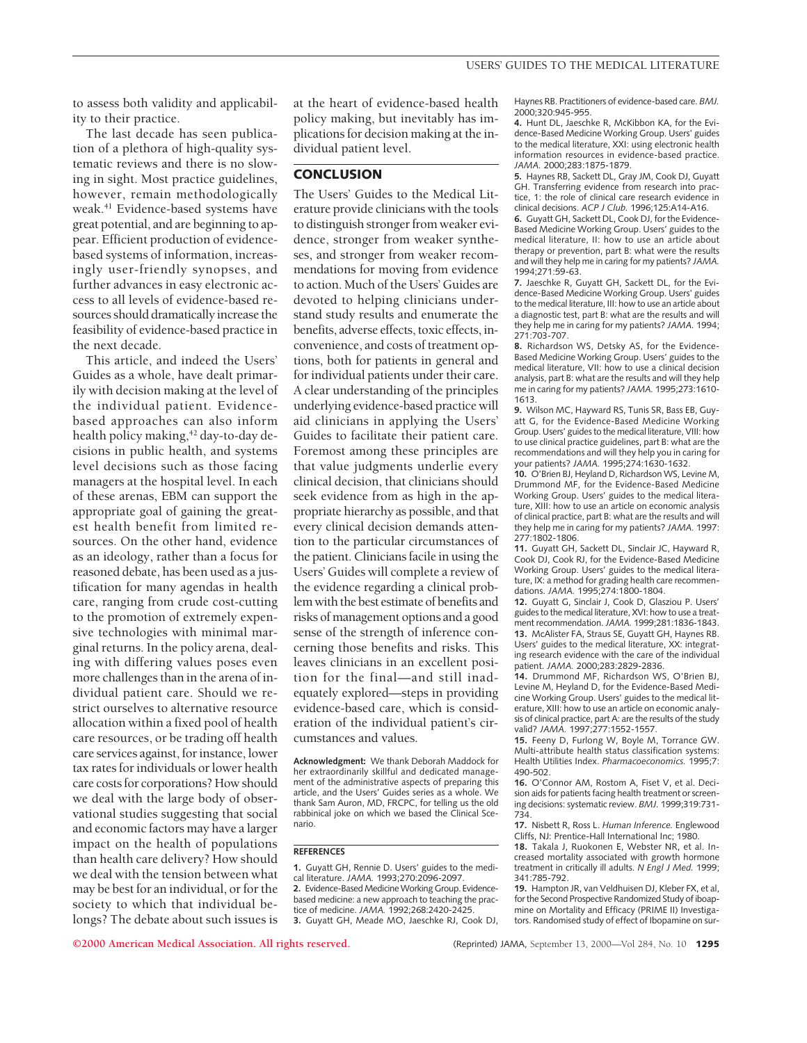to assess both validity and applicability to their practice.

The last decade has seen publication of a plethora of high-quality systematic reviews and there is no slowing in sight. Most practice guidelines, however, remain methodologically weak.[41] Evidence-based systems have great potential, and are beginning to appear. Efficient production of evidence-based systems of information, increasingly user-friendly synopses, and further advances in easy electronic access to all levels of evidence-based resources should dramatically increase the feasibility of evidence-based practice in the next decade.

This article, and indeed the Users' Guides as a whole, have dealt primarily with decision making at the level of the individual patient. Evidence-based approaches can also inform health policy making,[42] day-to-day decisions in public health, and systems level decisions such as those facing managers at the hospital level. In each of these arenas, EBM can support the appropriate goal of gaining the greatest health benefit from limited resources. On the other hand, evidence as an ideology, rather than a focus for reasoned debate, has been used as a justification for many agendas in health care, ranging from crude cost-cutting to the promotion of extremely expensive technologies with minimal marginal returns. In the policy arena, dealing with differing values poses even more challenges than in the arena of individual patient care. Should we restrict ourselves to alternative resource allocation within a fixed pool of health care resources, or be trading off health care services against, for instance, lower tax rates for individuals or lower health care costs for corporations? How should we deal with the large body of observational studies suggesting that social and economic factors may have a larger impact on the health of populations than health care delivery? How should we deal with the tension between what may be best for an individual, or for the society to which that individual belongs? The debate about such issues is at the heart of evidence-based health policy making, but inevitably has implications for decision making at the individual patient level.

## CONCLUSION

The Users' Guides to the Medical Literature provide clinicians with the tools to distinguish stronger from weaker evidence, stronger from weaker syntheses, and stronger from weaker recommendations for moving from evidence to action. Much of the Users' Guides are devoted to helping clinicians understand study results and enumerate the benefits, adverse effects, toxic effects, inconvenience, and costs of treatment options, both for patients in general and for individual patients under their care. A clear understanding of the principles underlying evidence-based practice will aid clinicians in applying the Users' Guides to facilitate their patient care. Foremost among these principles are that value judgments underlie every clinical decision, that clinicians should seek evidence from as high in the appropriate hierarchy as possible, and that every clinical decision demands attention to the particular circumstances of the patient. Clinicians facile in using the Users' Guides will complete a review of the evidence regarding a clinical problem with the best estimate of benefits and risks of management options and a good sense of the strength of inference concerning those benefits and risks. This leaves clinicians in an excellent position for the final—and still inadequately explored—steps in providing evidence-based care, which is consideration of the individual patient's circumstances and values.

**Acknowledgment:** We thank Deborah Maddock for her extraordinarily skillful and dedicated management of the administrative aspects of preparing this article, and the Users' Guides series as a whole. We thank Sam Auron, MD, FRCPC, for telling us the old rabbinical joke on which we based the Clinical Scenario.

### REFERENCES

1. Guyatt GH, Rennie D. Users' guides to the medical literature. *JAMA.* 1993;270:2096-2097.
2. Evidence-Based Medicine Working Group. Evidence-based medicine: a new approach to teaching the practice of medicine. *JAMA.* 1992;268:2420-2425.
3. Guyatt GH, Meade MO, Jaeschke RJ, Cook DJ, Haynes RB. Practitioners of evidence-based care. *BMJ.* 2000;320:945-955.
4. Hunt DL, Jaeschke R, McKibbon KA, for the Evidence-Based Medicine Working Group. Users' guides to the medical literature, XXI: using electronic health information resources in evidence-based practice. *JAMA.* 2000;283:1875-1879.
5. Haynes RB, Sackett DL, Gray JM, Cook DJ, Guyatt GH. Transferring evidence from research into practice, 1: the role of clinical care research evidence in clinical decisions. *ACP J Club.* 1996;125:A14-A16.
6. Guyatt GH, Sackett DL, Cook DJ, for the Evidence-Based Medicine Working Group. Users' guides to the medical literature, II: how to use an article about therapy or prevention, part B: what were the results and will they help me in caring for my patients? *JAMA.* 1994;271:59-63.
7. Jaeschke R, Guyatt GH, Sackett DL, for the Evidence-Based Medicine Working Group. Users' guides to the medical literature, III: how to use an article about a diagnostic test, part B: what are the results and will they help me in caring for my patients? *JAMA.* 1994;271:703-707.
8. Richardson WS, Detsky AS, for the Evidence-Based Medicine Working Group. Users' guides to the medical literature, VII: how to use a clinical decision analysis, part B: what are the results and will they help me in caring for my patients? *JAMA.* 1995;273:1610-1613.
9. Wilson MC, Hayward RS, Tunis SR, Bass EB, Guyatt G, for the Evidence-Based Medicine Working Group. Users' guides to the medical literature, VIII: how to use clinical practice guidelines, part B: what are the recommendations and will they help you in caring for your patients? *JAMA.* 1995;274:1630-1632.
10. O'Brien BJ, Heyland D, Richardson WS, Levine M, Drummond MF, for the Evidence-Based Medicine Working Group. Users' guides to the medical literature, XIII: how to use an article on economic analysis of clinical practice, part B: what are the results and will they help me in caring for my patients? *JAMA.* 1997:277:1802-1806.
11. Guyatt GH, Sackett DL, Sinclair JC, Hayward R, Cook DJ, Cook RJ, for the Evidence-Based Medicine Working Group. Users' guides to the medical literature, IX: a method for grading health care recommendations. *JAMA.* 1995;274:1800-1804.
12. Guyatt G, Sinclair J, Cook D, Glasziou P. Users' guides to the medical literature, XVI: how to use a treatment recommendation. *JAMA.* 1999;281:1836-1843.
13. McAlister FA, Straus SE, Guyatt GH, Haynes RB. Users' guides to the medical literature, XX: integrating research evidence with the care of the individual patient. *JAMA.* 2000;283:2829-2836.
14. Drummond MF, Richardson WS, O'Brien BJ, Levine M, Heyland D, for the Evidence-Based Medicine Working Group. Users' guides to the medical literature, XIII: how to use an article on economic analysis of clinical practice, part A: are the results of the study valid? *JAMA.* 1997;277:1552-1557.
15. Feeny D, Furlong W, Boyle M, Torrance GW. Multi-attribute health status classification systems: Health Utilities Index. *Pharmacoeconomics.* 1995;7:490-502.
16. O'Connor AM, Rostom A, Fiset V, et al. Decision aids for patients facing health treatment or screening decisions: systematic review. *BMJ.* 1999;319:731-734.
17. Nisbett R, Ross L. *Human Inference.* Englewood Cliffs, NJ: Prentice-Hall International Inc; 1980.
18. Takala J, Ruokonen E, Webster NR, et al. Increased mortality associated with growth hormone treatment in critically ill adults. *N Engl J Med.* 1999;341:785-792.
19. Hampton JR, van Veldhuisen DJ, Kleber FX, et al, for the Second Prospective Randomized Study of Ibopamine on Mortality and Efficacy (PRIME II) Investigators. Randomised study of effect of Ibopamine on sur-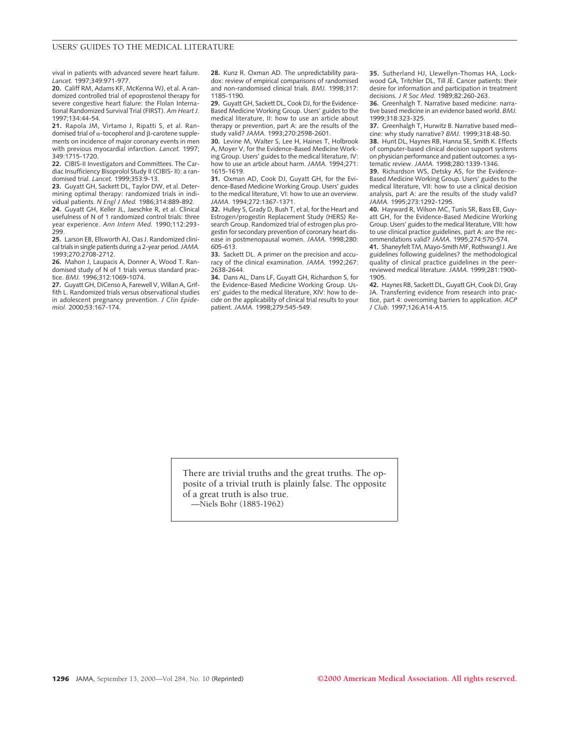vival in patients with advanced severe heart failure. *Lancet.* 1997;349:971-977.

**20.** Califf RM, Adams KF, McKenna WJ, et al. A randomized controlled trial of epoprostenol therapy for severe congestive heart fialure: the Flolan International Randomized Survival Trial (FIRST). *Am Heart J.* 1997;134:44-54.

**21.** Rapola JM, Virtamo J, Ripatti S, et al. Randomised trial of α-tocopherol and β-carotene supplements on incidence of major coronary events in men with previous myocardial infarction. *Lancet.* 1997; 349:1715-1720.

**22.** CIBIS-II Investigators and Committees. The Cardiac Insufficiency Bisoprolol Study II (CIBIS- II): a randomised trial. *Lancet.* 1999;353:9-13.

**23.** Guyatt GH, Sackett DL, Taylor DW, et al. Determining optimal therapy: randomized trials in individual patients. *N Engl J Med.* 1986;314:889-892.

**24.** Guyatt GH, Keller JL, Jaeschke R, et al. Clinical usefulness of N of 1 randomized control trials: three year experience. *Ann Intern Med.* 1990;112:293-299.

**25.** Larson EB, Ellsworth AJ, Oas J. Randomized clinical trials in single patients during a 2-year period. *JAMA.* 1993;270:2708-2712.

**26.** Mahon J, Laupacis A, Donner A, Wood T. Randomised study of N of 1 trials versus standard practice. *BMJ.* 1996;312:1069-1074.

**27.** Guyatt GH, DiCenso A, Farewell V, Willan A, Griffith L. Randomized trials versus observational studies in adolescent pregnancy prevention. *J Clin Epidemiol.* 2000;53:167-174.

**28.** Kunz R. Oxman AD. The unpredictability paradox: review of empirical comparisons of randomised and non-randomised clinical trials. *BMJ.* 1998;317: 1185-1190.

**29.** Guyatt GH, Sackett DL, Cook DJ, for the Evidence-Based Medicine Working Group. Users' guides to the medical literature, II: how to use an article about therapy or prevention, part A: are the results of the study valid? *JAMA.* 1993;270:2598-2601.

**30.** Levine M, Walter S, Lee H, Haines T, Holbrook A, Moyer V, for the Evidence-Based Medicine Working Group. Users' guides to the medical literature, IV: how to use an article about harm. *JAMA.* 1994;271: 1615-1619.

**31.** Oxman AD, Cook DJ, Guyatt GH, for the Evidence-Based Medicine Working Group. Users' guides to the medical literature, VI: how to use an overview. *JAMA.* 1994;272:1367-1371.

**32.** Hulley S, Grady D, Bush T, et al, for the Heart and Estrogen/progestin Replacement Study (HERS) Research Group. Randomized trial of estrogen plus progestin for secondary prevention of coronary heart disease in postmenopausal women. *JAMA.* 1998;280: 605-613.

**33.** Sackett DL. A primer on the precision and accuracy of the clinical examination. *JAMA.* 1992;267: 2638-2644.

**34.** Dans AL, Dans LF, Guyatt GH, Richardson S, for the Evidence-Based Medicine Working Group. Users' guides to the medical literature, XIV: how to decide on the applicability of clinical trial results to your patient. *JAMA.* 1998;279:545-549.

**35.** Sutherland HJ, Llewellyn-Thomas HA, Lockwood GA, Tritchler DL, Till JE. Cancer patients: their desire for information and participation in treatment decisions. *J R Soc Med.* 1989;82:260-263.

**36.** Greenhalgh T. Narrative based medicine: narrative based medicine in an evidence based world. *BMJ.* 1999;318:323-325.

**37.** Greenhalgh T, Hurwitz B. Narrative based medicine: why study narrative? *BMJ.* 1999;318:48-50.

**38.** Hunt DL, Haynes RB, Hanna SE, Smith K. Effects of computer-based clinical decision support systems on physician performance and patient outcomes: a systematic review. *JAMA.* 1998;280:1339-1346.

**39.** Richardson WS, Detsky AS, for the Evidence-Based Medicine Working Group. Users' guides to the medical literature, VII: how to use a clinical decision analysis, part A: are the results of the study valid? *JAMA.* 1995;273:1292-1295.

**40.** Hayward R, Wilson MC, Tunis SR, Bass EB, Guyatt GH, for the Evidence-Based Medicine Working Group. Users' guides to the medical literature, VIII: how to use clinical practice guidelines, part A: are the recommendations valid? *JAMA.* 1995;274:570-574.

**41.** Shaneyfelt TM, Mayo-Smith MF, Rothwangl J. Are guidelines following guidelines? the methodological quality of clinical practice guidelines in the peer-reviewed medical literature. *JAMA.* 1999;281:1900-1905.

**42.** Haynes RB, Sackett DL, Guyatt GH, Cook DJ, Gray JA. Transferring evidence from research into practice, part 4: overcoming barriers to application. *ACP J Club.* 1997;126:A14-A15.

> There are trivial truths and the great truths. The opposite of a trivial truth is plainly false. The opposite of a great truth is also true.
>
> —Niels Bohr (1885-1962)